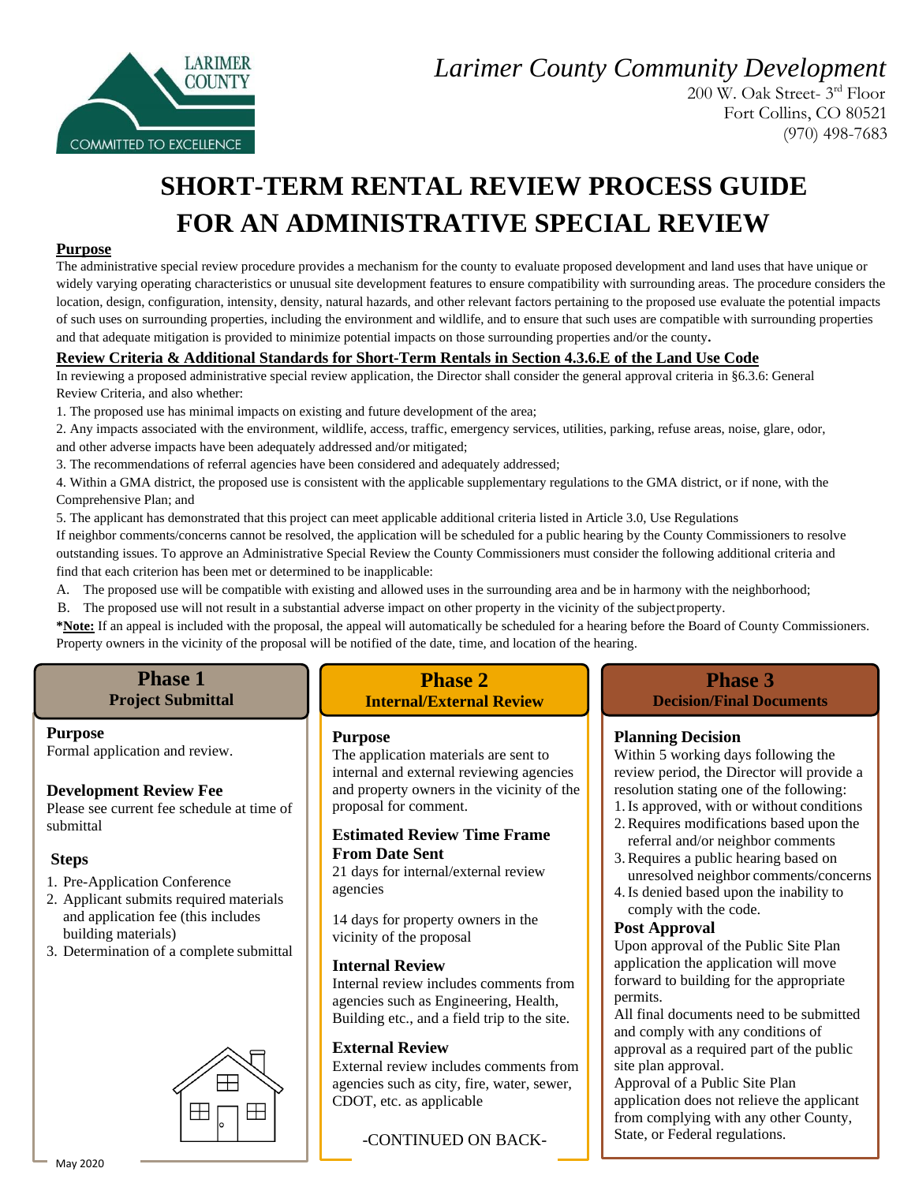*Larimer County Community Development*

200 W. Oak Street- 3rd Floor
Fort Collins, CO 80521
(970) 498-7683

# SHORT-TERM RENTAL REVIEW PROCESS GUIDE FOR AN ADMINISTRATIVE SPECIAL REVIEW

**Purpose**

The administrative special review procedure provides a mechanism for the county to evaluate proposed development and land uses that have unique or widely varying operating characteristics or unusual site development features to ensure compatibility with surrounding areas. The procedure considers the location, design, configuration, intensity, density, natural hazards, and other relevant factors pertaining to the proposed use evaluate the potential impacts of such uses on surrounding properties, including the environment and wildlife, and to ensure that such uses are compatible with surrounding properties and that adequate mitigation is provided to minimize potential impacts on those surrounding properties and/or the county.

**Review Criteria & Additional Standards for Short-Term Rentals in Section 4.3.6.E of the Land Use Code**

In reviewing a proposed administrative special review application, the Director shall consider the general approval criteria in §6.3.6: General Review Criteria, and also whether:

1. The proposed use has minimal impacts on existing and future development of the area;
2. Any impacts associated with the environment, wildlife, access, traffic, emergency services, utilities, parking, refuse areas, noise, glare, odor, and other adverse impacts have been adequately addressed and/or mitigated;
3. The recommendations of referral agencies have been considered and adequately addressed;
4. Within a GMA district, the proposed use is consistent with the applicable supplementary regulations to the GMA district, or if none, with the Comprehensive Plan; and
5. The applicant has demonstrated that this project can meet applicable additional criteria listed in Article 3.0, Use Regulations

If neighbor comments/concerns cannot be resolved, the application will be scheduled for a public hearing by the County Commissioners to resolve outstanding issues. To approve an Administrative Special Review the County Commissioners must consider the following additional criteria and find that each criterion has been met or determined to be inapplicable:

A. The proposed use will be compatible with existing and allowed uses in the surrounding area and be in harmony with the neighborhood;
B. The proposed use will not result in a substantial adverse impact on other property in the vicinity of the subject property.

***Note:** If an appeal is included with the proposal, the appeal will automatically be scheduled for a hearing before the Board of County Commissioners. Property owners in the vicinity of the proposal will be notified of the date, time, and location of the hearing.

## Phase 1
**Project Submittal**

**Purpose**
Formal application and review.

**Development Review Fee**
Please see current fee schedule at time of submittal

**Steps**
1. Pre-Application Conference
2. Applicant submits required materials and application fee (this includes building materials)
3. Determination of a complete submittal

## Phase 2
**Internal/External Review**

**Purpose**
The application materials are sent to internal and external reviewing agencies and property owners in the vicinity of the proposal for comment.

**Estimated Review Time Frame From Date Sent**
21 days for internal/external review agencies

14 days for property owners in the vicinity of the proposal

**Internal Review**
Internal review includes comments from agencies such as Engineering, Health, Building etc., and a field trip to the site.

**External Review**
External review includes comments from agencies such as city, fire, water, sewer, CDOT, etc. as applicable

-CONTINUED ON BACK-

## Phase 3
**Decision/Final Documents**

**Planning Decision**
Within 5 working days following the review period, the Director will provide a resolution stating one of the following:
1. Is approved, with or without conditions
2. Requires modifications based upon the referral and/or neighbor comments
3. Requires a public hearing based on unresolved neighbor comments/concerns
4. Is denied based upon the inability to comply with the code.

**Post Approval**
Upon approval of the Public Site Plan application the application will move forward to building for the appropriate permits.
All final documents need to be submitted and comply with any conditions of approval as a required part of the public site plan approval.
Approval of a Public Site Plan application does not relieve the applicant from complying with any other County, State, or Federal regulations.

May 2020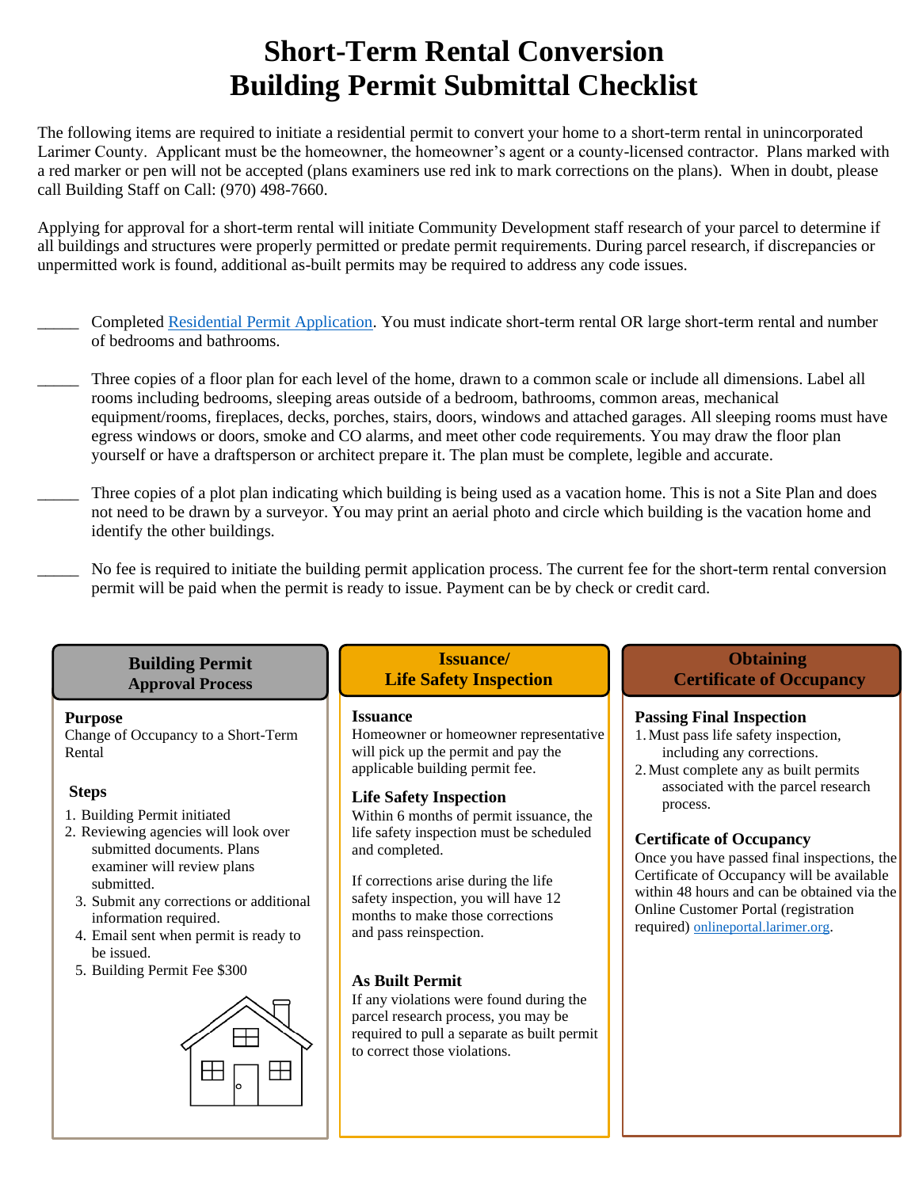# Short-Term Rental Conversion Building Permit Submittal Checklist

The following items are required to initiate a residential permit to convert your home to a short-term rental in unincorporated Larimer County. Applicant must be the homeowner, the homeowner's agent or a county-licensed contractor. Plans marked with a red marker or pen will not be accepted (plans examiners use red ink to mark corrections on the plans). When in doubt, please call Building Staff on Call: (970) 498-7660.

Applying for approval for a short-term rental will initiate Community Development staff research of your parcel to determine if all buildings and structures were properly permitted or predate permit requirements. During parcel research, if discrepancies or unpermitted work is found, additional as-built permits may be required to address any code issues.

_____ Completed Residential Permit Application. You must indicate short-term rental OR large short-term rental and number of bedrooms and bathrooms.

_____ Three copies of a floor plan for each level of the home, drawn to a common scale or include all dimensions. Label all rooms including bedrooms, sleeping areas outside of a bedroom, bathrooms, common areas, mechanical equipment/rooms, fireplaces, decks, porches, stairs, doors, windows and attached garages. All sleeping rooms must have egress windows or doors, smoke and CO alarms, and meet other code requirements. You may draw the floor plan yourself or have a draftsperson or architect prepare it. The plan must be complete, legible and accurate.

_____ Three copies of a plot plan indicating which building is being used as a vacation home. This is not a Site Plan and does not need to be drawn by a surveyor. You may print an aerial photo and circle which building is the vacation home and identify the other buildings.

_____ No fee is required to initiate the building permit application process. The current fee for the short-term rental conversion permit will be paid when the permit is ready to issue. Payment can be by check or credit card.

## Building Permit Approval Process

**Purpose**

Change of Occupancy to a Short-Term Rental

**Steps**

1. Building Permit initiated
2. Reviewing agencies will look over submitted documents. Plans examiner will review plans submitted.
3. Submit any corrections or additional information required.
4. Email sent when permit is ready to be issued.
5. Building Permit Fee $300

## Issuance/ Life Safety Inspection

**Issuance**

Homeowner or homeowner representative will pick up the permit and pay the applicable building permit fee.

**Life Safety Inspection**

Within 6 months of permit issuance, the life safety inspection must be scheduled and completed.

If corrections arise during the life safety inspection, you will have 12 months to make those corrections and pass reinspection.

**As Built Permit**

If any violations were found during the parcel research process, you may be required to pull a separate as built permit to correct those violations.

## Obtaining Certificate of Occupancy

**Passing Final Inspection**

1. Must pass life safety inspection, including any corrections.
2. Must complete any as built permits associated with the parcel research process.

**Certificate of Occupancy**

Once you have passed final inspections, the Certificate of Occupancy will be available within 48 hours and can be obtained via the Online Customer Portal (registration required) onlineportal.larimer.org.